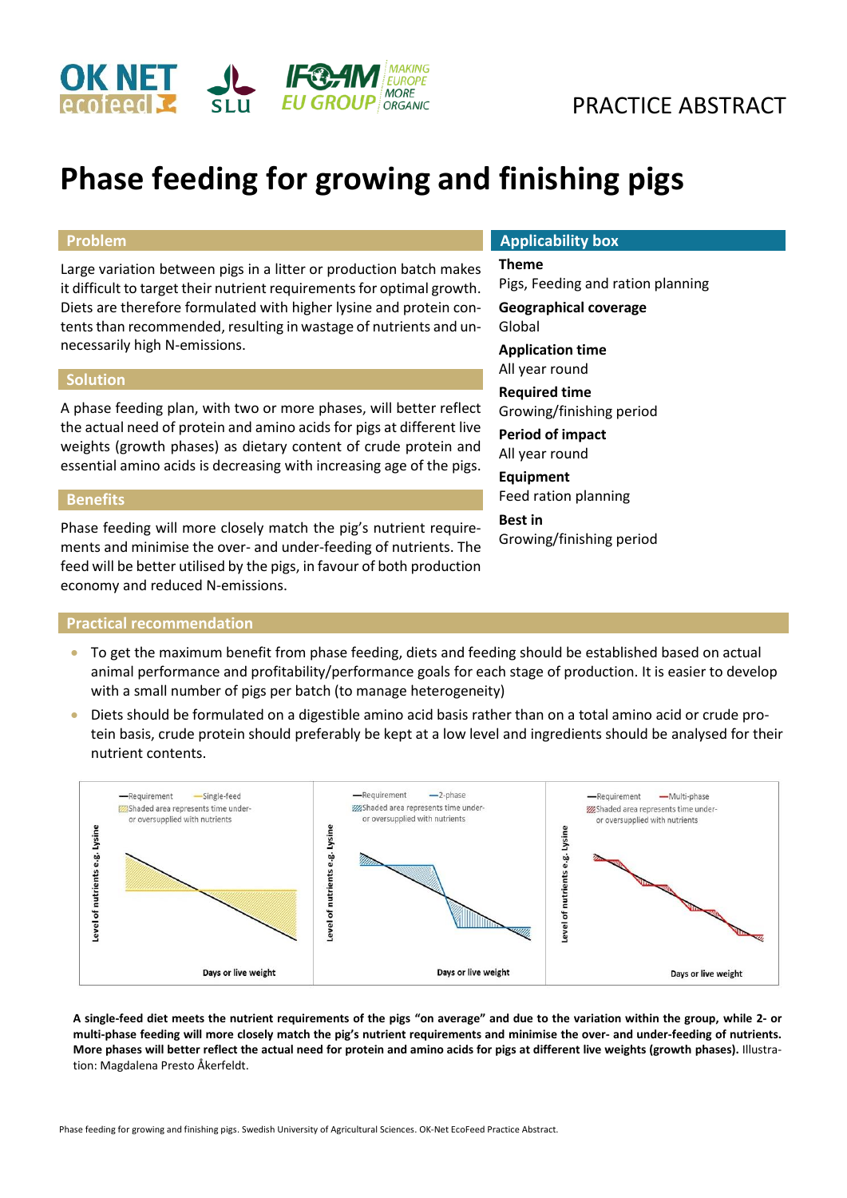PRACTICE ABSTRACT

# Phase feeding for growing and finishing pigs

## Problem

Large variation between pigs in a litter or production batch makes it difficult to target their nutrient requirements for optimal growth. Diets are therefore formulated with higher lysine and protein contents than recommended, resulting in wastage of nutrients and unnecessarily high N-emissions.

## Solution

A phase feeding plan, with two or more phases, will better reflect the actual need of protein and amino acids for pigs at different live weights (growth phases) as dietary content of crude protein and essential amino acids is decreasing with increasing age of the pigs.

## Benefits

Phase feeding will more closely match the pig's nutrient requirements and minimise the over- and under-feeding of nutrients. The feed will be better utilised by the pigs, in favour of both production economy and reduced N-emissions.

## Applicability box

**Theme**
Pigs, Feeding and ration planning

**Geographical coverage**
Global

**Application time**
All year round

**Required time**
Growing/finishing period

**Period of impact**
All year round

**Equipment**
Feed ration planning

**Best in**
Growing/finishing period

## Practical recommendation

- To get the maximum benefit from phase feeding, diets and feeding should be established based on actual animal performance and profitability/performance goals for each stage of production. It is easier to develop with a small number of pigs per batch (to manage heterogeneity)
- Diets should be formulated on a digestible amino acid basis rather than on a total amino acid or crude protein basis, crude protein should preferably be kept at a low level and ingredients should be analysed for their nutrient contents.

**A single-feed diet meets the nutrient requirements of the pigs "on average" and due to the variation within the group, while 2- or multi-phase feeding will more closely match the pig's nutrient requirements and minimise the over- and under-feeding of nutrients. More phases will better reflect the actual need for protein and amino acids for pigs at different live weights (growth phases).** Illustration: Magdalena Presto Åkerfeldt.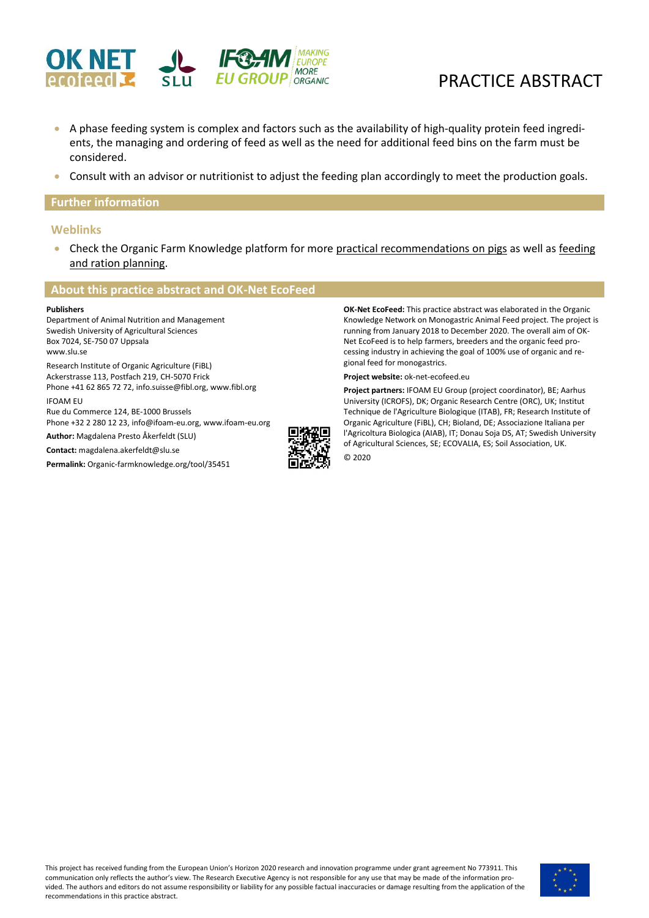PRACTICE ABSTRACT

- A phase feeding system is complex and factors such as the availability of high-quality protein feed ingredients, the managing and ordering of feed as well as the need for additional feed bins on the farm must be considered.
- Consult with an advisor or nutritionist to adjust the feeding plan accordingly to meet the production goals.

## Further information

### Weblinks

- Check the Organic Farm Knowledge platform for more practical recommendations on pigs as well as feeding and ration planning.

## About this practice abstract and OK-Net EcoFeed

**Publishers**
Department of Animal Nutrition and Management
Swedish University of Agricultural Sciences
Box 7024, SE-750 07 Uppsala
www.slu.se

Research Institute of Organic Agriculture (FiBL)
Ackerstrasse 113, Postfach 219, CH-5070 Frick
Phone +41 62 865 72 72, info.suisse@fibl.org, www.fibl.org

IFOAM EU
Rue du Commerce 124, BE-1000 Brussels
Phone +32 2 280 12 23, info@ifoam-eu.org, www.ifoam-eu.org

**Author:** Magdalena Presto Åkerfeldt (SLU)

**Contact:** magdalena.akerfeldt@slu.se

**Permalink:** Organic-farmknowledge.org/tool/35451

**OK-Net EcoFeed:** This practice abstract was elaborated in the Organic Knowledge Network on Monogastric Animal Feed project. The project is running from January 2018 to December 2020. The overall aim of OK-Net EcoFeed is to help farmers, breeders and the organic feed processing industry in achieving the goal of 100% use of organic and regional feed for monogastrics.

**Project website:** ok-net-ecofeed.eu

**Project partners:** IFOAM EU Group (project coordinator), BE; Aarhus University (ICROFS), DK; Organic Research Centre (ORC), UK; Institut Technique de l'Agriculture Biologique (ITAB), FR; Research Institute of Organic Agriculture (FiBL), CH; Bioland, DE; Associazione Italiana per l'Agricoltura Biologica (AIAB), IT; Donau Soja DS, AT; Swedish University of Agricultural Sciences, SE; ECOVALIA, ES; Soil Association, UK.

© 2020

This project has received funding from the European Union's Horizon 2020 research and innovation programme under grant agreement No 773911. This communication only reflects the author's view. The Research Executive Agency is not responsible for any use that may be made of the information provided. The authors and editors do not assume responsibility or liability for any possible factual inaccuracies or damage resulting from the application of the recommendations in this practice abstract.